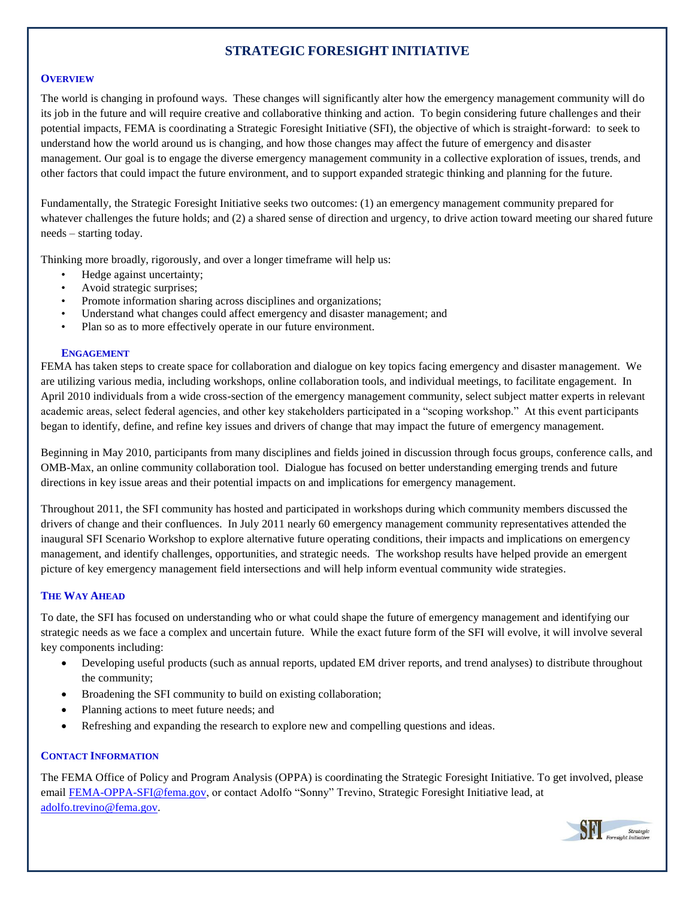# STRATEGIC FORESIGHT INITIATIVE

## OVERVIEW

The world is changing in profound ways. These changes will significantly alter how the emergency management community will do its job in the future and will require creative and collaborative thinking and action. To begin considering future challenges and their potential impacts, FEMA is coordinating a Strategic Foresight Initiative (SFI), the objective of which is straight-forward: to seek to understand how the world around us is changing, and how those changes may affect the future of emergency and disaster management. Our goal is to engage the diverse emergency management community in a collective exploration of issues, trends, and other factors that could impact the future environment, and to support expanded strategic thinking and planning for the future.

Fundamentally, the Strategic Foresight Initiative seeks two outcomes: (1) an emergency management community prepared for whatever challenges the future holds; and (2) a shared sense of direction and urgency, to drive action toward meeting our shared future needs – starting today.

Thinking more broadly, rigorously, and over a longer timeframe will help us:

- Hedge against uncertainty;
- Avoid strategic surprises;
- Promote information sharing across disciplines and organizations;
- Understand what changes could affect emergency and disaster management; and
- Plan so as to more effectively operate in our future environment.

### ENGAGEMENT

FEMA has taken steps to create space for collaboration and dialogue on key topics facing emergency and disaster management. We are utilizing various media, including workshops, online collaboration tools, and individual meetings, to facilitate engagement. In April 2010 individuals from a wide cross-section of the emergency management community, select subject matter experts in relevant academic areas, select federal agencies, and other key stakeholders participated in a "scoping workshop." At this event participants began to identify, define, and refine key issues and drivers of change that may impact the future of emergency management.

Beginning in May 2010, participants from many disciplines and fields joined in discussion through focus groups, conference calls, and OMB-Max, an online community collaboration tool. Dialogue has focused on better understanding emerging trends and future directions in key issue areas and their potential impacts on and implications for emergency management.

Throughout 2011, the SFI community has hosted and participated in workshops during which community members discussed the drivers of change and their confluences. In July 2011 nearly 60 emergency management community representatives attended the inaugural SFI Scenario Workshop to explore alternative future operating conditions, their impacts and implications on emergency management, and identify challenges, opportunities, and strategic needs. The workshop results have helped provide an emergent picture of key emergency management field intersections and will help inform eventual community wide strategies.

## THE WAY AHEAD

To date, the SFI has focused on understanding who or what could shape the future of emergency management and identifying our strategic needs as we face a complex and uncertain future. While the exact future form of the SFI will evolve, it will involve several key components including:

- Developing useful products (such as annual reports, updated EM driver reports, and trend analyses) to distribute throughout the community;
- Broadening the SFI community to build on existing collaboration;
- Planning actions to meet future needs; and
- Refreshing and expanding the research to explore new and compelling questions and ideas.

## CONTACT INFORMATION

The FEMA Office of Policy and Program Analysis (OPPA) is coordinating the Strategic Foresight Initiative. To get involved, please email FEMA-OPPA-SFI@fema.gov, or contact Adolfo "Sonny" Trevino, Strategic Foresight Initiative lead, at adolfo.trevino@fema.gov.

SFI Strategic Foresight Initiative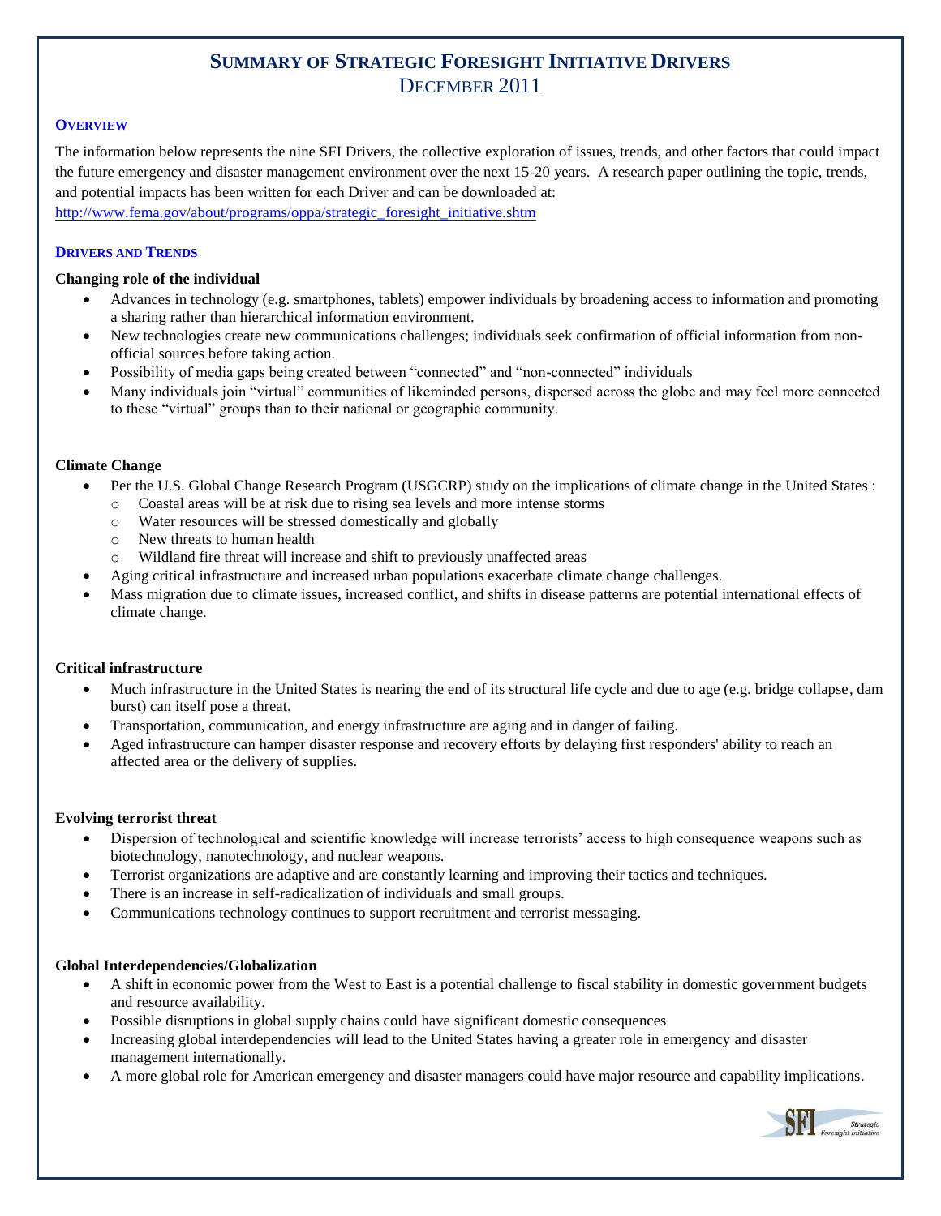# Summary of Strategic Foresight Initiative Drivers

December 2011

## Overview

The information below represents the nine SFI Drivers, the collective exploration of issues, trends, and other factors that could impact the future emergency and disaster management environment over the next 15-20 years. A research paper outlining the topic, trends, and potential impacts has been written for each Driver and can be downloaded at:
http://www.fema.gov/about/programs/oppa/strategic_foresight_initiative.shtm

## Drivers and Trends

**Changing role of the individual**

- Advances in technology (e.g. smartphones, tablets) empower individuals by broadening access to information and promoting a sharing rather than hierarchical information environment.
- New technologies create new communications challenges; individuals seek confirmation of official information from non-official sources before taking action.
- Possibility of media gaps being created between "connected" and "non-connected" individuals
- Many individuals join "virtual" communities of likeminded persons, dispersed across the globe and may feel more connected to these "virtual" groups than to their national or geographic community.

**Climate Change**

- Per the U.S. Global Change Research Program (USGCRP) study on the implications of climate change in the United States :
  - Coastal areas will be at risk due to rising sea levels and more intense storms
  - Water resources will be stressed domestically and globally
  - New threats to human health
  - Wildland fire threat will increase and shift to previously unaffected areas
- Aging critical infrastructure and increased urban populations exacerbate climate change challenges.
- Mass migration due to climate issues, increased conflict, and shifts in disease patterns are potential international effects of climate change.

**Critical infrastructure**

- Much infrastructure in the United States is nearing the end of its structural life cycle and due to age (e.g. bridge collapse, dam burst) can itself pose a threat.
- Transportation, communication, and energy infrastructure are aging and in danger of failing.
- Aged infrastructure can hamper disaster response and recovery efforts by delaying first responders' ability to reach an affected area or the delivery of supplies.

**Evolving terrorist threat**

- Dispersion of technological and scientific knowledge will increase terrorists' access to high consequence weapons such as biotechnology, nanotechnology, and nuclear weapons.
- Terrorist organizations are adaptive and are constantly learning and improving their tactics and techniques.
- There is an increase in self-radicalization of individuals and small groups.
- Communications technology continues to support recruitment and terrorist messaging.

**Global Interdependencies/Globalization**

- A shift in economic power from the West to East is a potential challenge to fiscal stability in domestic government budgets and resource availability.
- Possible disruptions in global supply chains could have significant domestic consequences
- Increasing global interdependencies will lead to the United States having a greater role in emergency and disaster management internationally.
- A more global role for American emergency and disaster managers could have major resource and capability implications.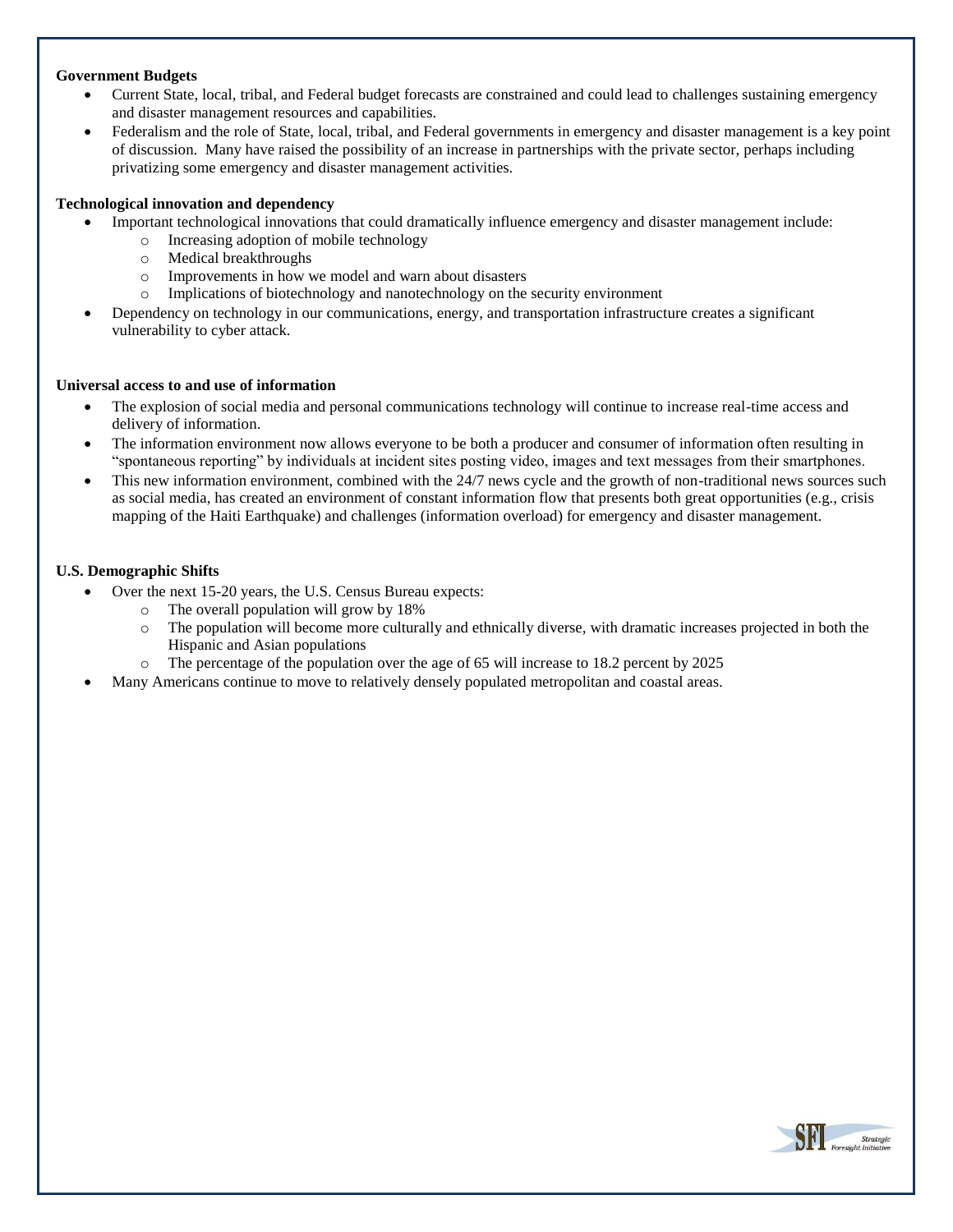**Government Budgets**

- Current State, local, tribal, and Federal budget forecasts are constrained and could lead to challenges sustaining emergency and disaster management resources and capabilities.
- Federalism and the role of State, local, tribal, and Federal governments in emergency and disaster management is a key point of discussion. Many have raised the possibility of an increase in partnerships with the private sector, perhaps including privatizing some emergency and disaster management activities.

**Technological innovation and dependency**

- Important technological innovations that could dramatically influence emergency and disaster management include:
  - Increasing adoption of mobile technology
  - Medical breakthroughs
  - Improvements in how we model and warn about disasters
  - Implications of biotechnology and nanotechnology on the security environment
- Dependency on technology in our communications, energy, and transportation infrastructure creates a significant vulnerability to cyber attack.

**Universal access to and use of information**

- The explosion of social media and personal communications technology will continue to increase real-time access and delivery of information.
- The information environment now allows everyone to be both a producer and consumer of information often resulting in "spontaneous reporting" by individuals at incident sites posting video, images and text messages from their smartphones.
- This new information environment, combined with the 24/7 news cycle and the growth of non-traditional news sources such as social media, has created an environment of constant information flow that presents both great opportunities (e.g., crisis mapping of the Haiti Earthquake) and challenges (information overload) for emergency and disaster management.

**U.S. Demographic Shifts**

- Over the next 15-20 years, the U.S. Census Bureau expects:
  - The overall population will grow by 18%
  - The population will become more culturally and ethnically diverse, with dramatic increases projected in both the Hispanic and Asian populations
  - The percentage of the population over the age of 65 will increase to 18.2 percent by 2025
- Many Americans continue to move to relatively densely populated metropolitan and coastal areas.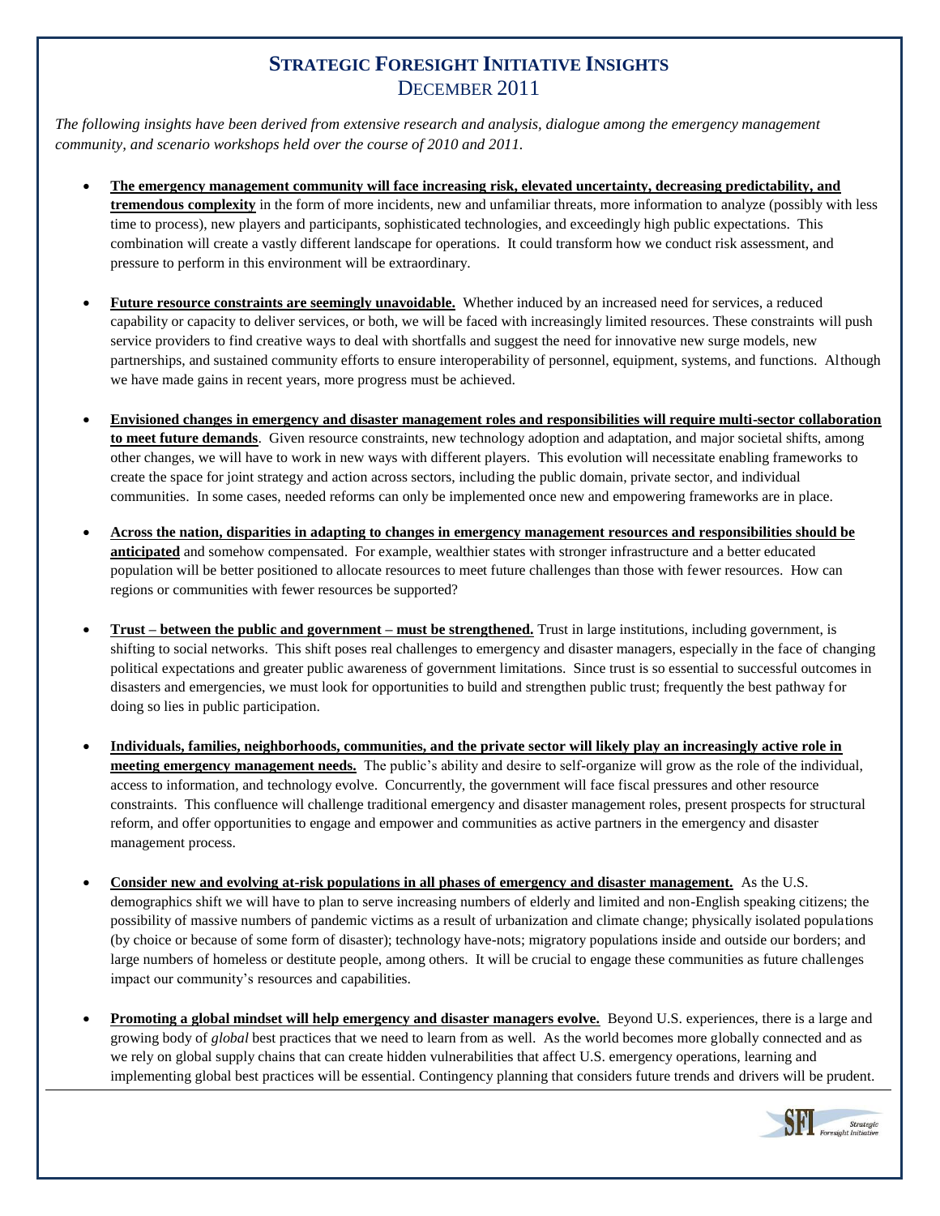# Strategic Foresight Initiative Insights

## December 2011

*The following insights have been derived from extensive research and analysis, dialogue among the emergency management community, and scenario workshops held over the course of 2010 and 2011.*

- **The emergency management community will face increasing risk, elevated uncertainty, decreasing predictability, and tremendous complexity** in the form of more incidents, new and unfamiliar threats, more information to analyze (possibly with less time to process), new players and participants, sophisticated technologies, and exceedingly high public expectations. This combination will create a vastly different landscape for operations. It could transform how we conduct risk assessment, and pressure to perform in this environment will be extraordinary.

- **Future resource constraints are seemingly unavoidable.** Whether induced by an increased need for services, a reduced capability or capacity to deliver services, or both, we will be faced with increasingly limited resources. These constraints will push service providers to find creative ways to deal with shortfalls and suggest the need for innovative new surge models, new partnerships, and sustained community efforts to ensure interoperability of personnel, equipment, systems, and functions. Although we have made gains in recent years, more progress must be achieved.

- **Envisioned changes in emergency and disaster management roles and responsibilities will require multi-sector collaboration to meet future demands**. Given resource constraints, new technology adoption and adaptation, and major societal shifts, among other changes, we will have to work in new ways with different players. This evolution will necessitate enabling frameworks to create the space for joint strategy and action across sectors, including the public domain, private sector, and individual communities. In some cases, needed reforms can only be implemented once new and empowering frameworks are in place.

- **Across the nation, disparities in adapting to changes in emergency management resources and responsibilities should be anticipated** and somehow compensated. For example, wealthier states with stronger infrastructure and a better educated population will be better positioned to allocate resources to meet future challenges than those with fewer resources. How can regions or communities with fewer resources be supported?

- **Trust – between the public and government – must be strengthened.** Trust in large institutions, including government, is shifting to social networks. This shift poses real challenges to emergency and disaster managers, especially in the face of changing political expectations and greater public awareness of government limitations. Since trust is so essential to successful outcomes in disasters and emergencies, we must look for opportunities to build and strengthen public trust; frequently the best pathway for doing so lies in public participation.

- **Individuals, families, neighborhoods, communities, and the private sector will likely play an increasingly active role in meeting emergency management needs.** The public's ability and desire to self-organize will grow as the role of the individual, access to information, and technology evolve. Concurrently, the government will face fiscal pressures and other resource constraints. This confluence will challenge traditional emergency and disaster management roles, present prospects for structural reform, and offer opportunities to engage and empower and communities as active partners in the emergency and disaster management process.

- **Consider new and evolving at-risk populations in all phases of emergency and disaster management.** As the U.S. demographics shift we will have to plan to serve increasing numbers of elderly and limited and non-English speaking citizens; the possibility of massive numbers of pandemic victims as a result of urbanization and climate change; physically isolated populations (by choice or because of some form of disaster); technology have-nots; migratory populations inside and outside our borders; and large numbers of homeless or destitute people, among others. It will be crucial to engage these communities as future challenges impact our community's resources and capabilities.

- **Promoting a global mindset will help emergency and disaster managers evolve.** Beyond U.S. experiences, there is a large and growing body of *global* best practices that we need to learn from as well. As the world becomes more globally connected and as we rely on global supply chains that can create hidden vulnerabilities that affect U.S. emergency operations, learning and implementing global best practices will be essential. Contingency planning that considers future trends and drivers will be prudent.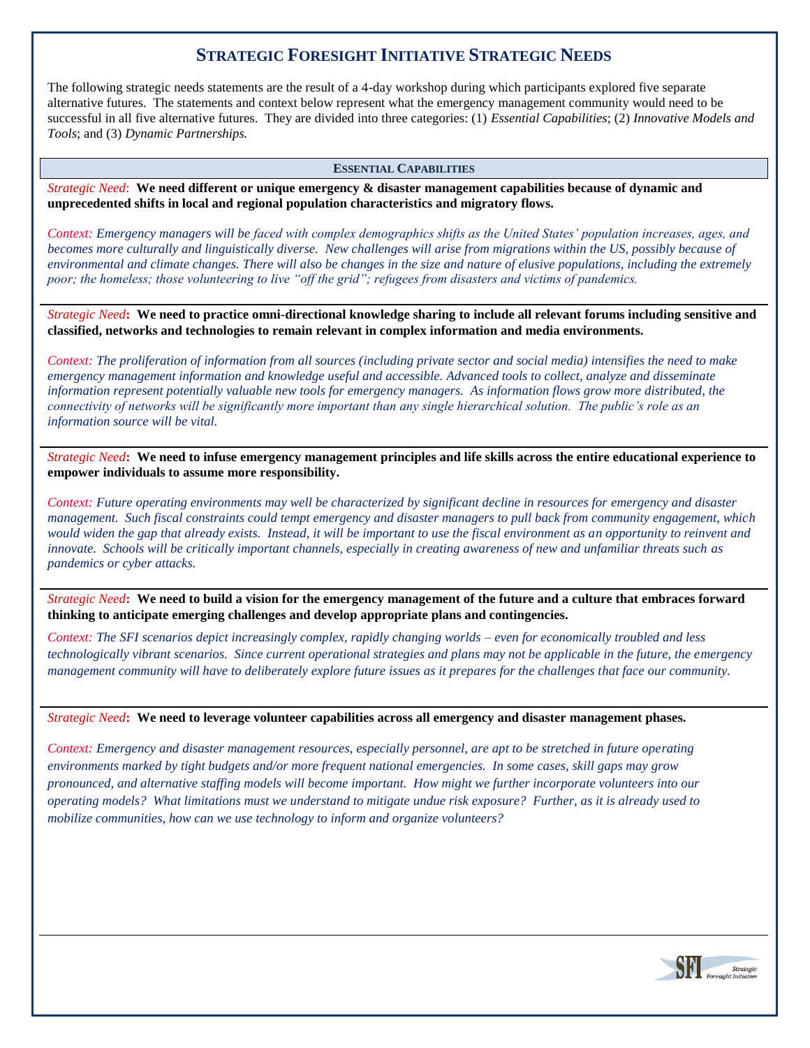# Strategic Foresight Initiative Strategic Needs

The following strategic needs statements are the result of a 4-day workshop during which participants explored five separate alternative futures. The statements and context below represent what the emergency management community would need to be successful in all five alternative futures. They are divided into three categories: (1) *Essential Capabilities*; (2) *Innovative Models and Tools*; and (3) *Dynamic Partnerships.*

## Essential Capabilities

*Strategic Need*: **We need different or unique emergency & disaster management capabilities because of dynamic and unprecedented shifts in local and regional population characteristics and migratory flows.**

*Context: Emergency managers will be faced with complex demographics shifts as the United States' population increases, ages, and becomes more culturally and linguistically diverse. New challenges will arise from migrations within the US, possibly because of environmental and climate changes. There will also be changes in the size and nature of elusive populations, including the extremely poor; the homeless; those volunteering to live "off the grid"; refugees from disasters and victims of pandemics.*

*Strategic Need*: **We need to practice omni-directional knowledge sharing to include all relevant forums including sensitive and classified, networks and technologies to remain relevant in complex information and media environments.**

*Context: The proliferation of information from all sources (including private sector and social media) intensifies the need to make emergency management information and knowledge useful and accessible. Advanced tools to collect, analyze and disseminate information represent potentially valuable new tools for emergency managers. As information flows grow more distributed, the connectivity of networks will be significantly more important than any single hierarchical solution. The public's role as an information source will be vital.*

*Strategic Need*: **We need to infuse emergency management principles and life skills across the entire educational experience to empower individuals to assume more responsibility.**

*Context: Future operating environments may well be characterized by significant decline in resources for emergency and disaster management. Such fiscal constraints could tempt emergency and disaster managers to pull back from community engagement, which would widen the gap that already exists. Instead, it will be important to use the fiscal environment as an opportunity to reinvent and innovate. Schools will be critically important channels, especially in creating awareness of new and unfamiliar threats such as pandemics or cyber attacks.*

*Strategic Need*: **We need to build a vision for the emergency management of the future and a culture that embraces forward thinking to anticipate emerging challenges and develop appropriate plans and contingencies.**

*Context: The SFI scenarios depict increasingly complex, rapidly changing worlds – even for economically troubled and less technologically vibrant scenarios. Since current operational strategies and plans may not be applicable in the future, the emergency management community will have to deliberately explore future issues as it prepares for the challenges that face our community.*

*Strategic Need*: **We need to leverage volunteer capabilities across all emergency and disaster management phases.**

*Context: Emergency and disaster management resources, especially personnel, are apt to be stretched in future operating environments marked by tight budgets and/or more frequent national emergencies. In some cases, skill gaps may grow pronounced, and alternative staffing models will become important. How might we further incorporate volunteers into our operating models? What limitations must we understand to mitigate undue risk exposure? Further, as it is already used to mobilize communities, how can we use technology to inform and organize volunteers?*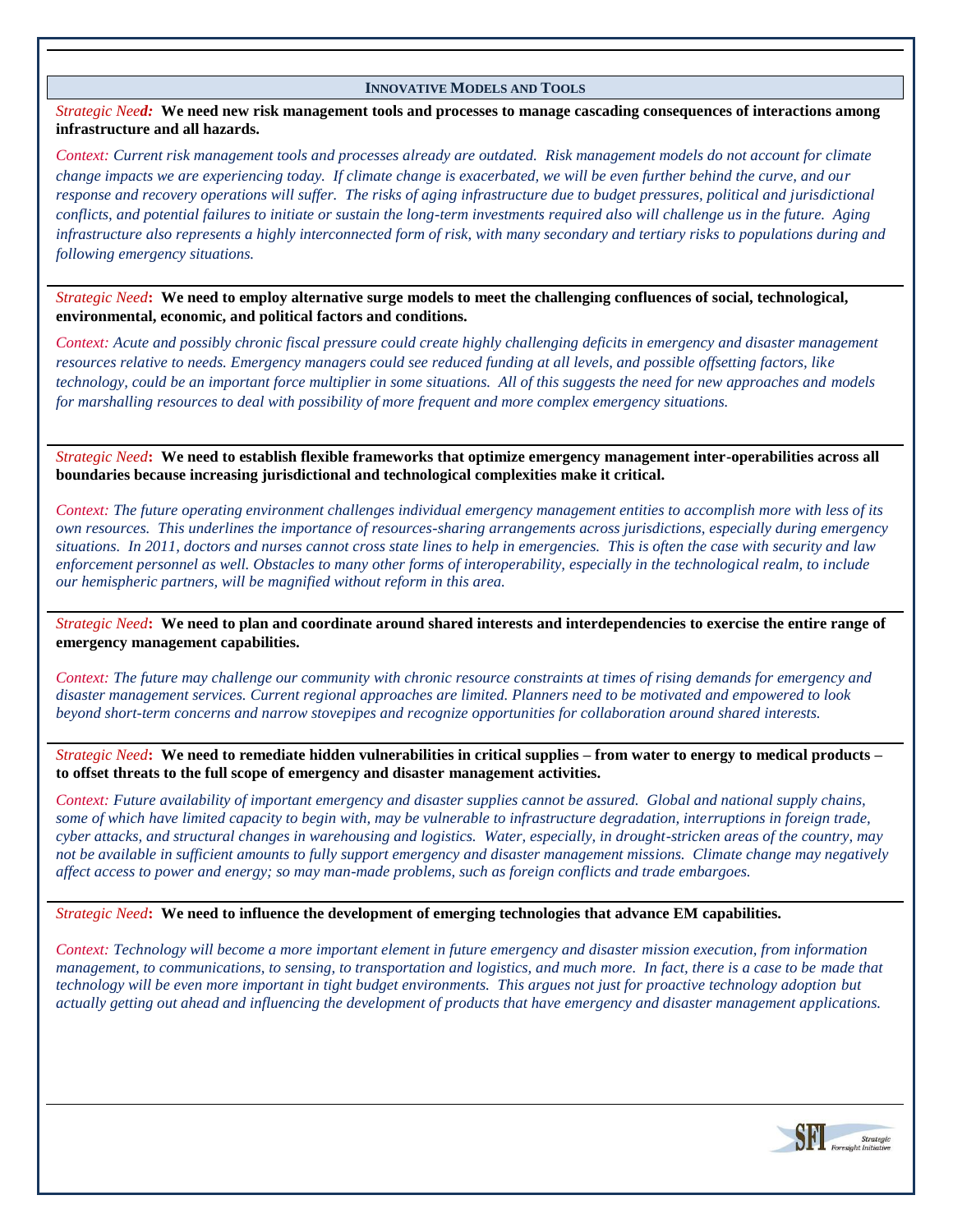## INNOVATIVE MODELS AND TOOLS

*Strategic Need:* **We need new risk management tools and processes to manage cascading consequences of interactions among infrastructure and all hazards.**

*Context: Current risk management tools and processes already are outdated. Risk management models do not account for climate change impacts we are experiencing today. If climate change is exacerbated, we will be even further behind the curve, and our response and recovery operations will suffer. The risks of aging infrastructure due to budget pressures, political and jurisdictional conflicts, and potential failures to initiate or sustain the long-term investments required also will challenge us in the future. Aging infrastructure also represents a highly interconnected form of risk, with many secondary and tertiary risks to populations during and following emergency situations.*

*Strategic Need*: **We need to employ alternative surge models to meet the challenging confluences of social, technological, environmental, economic, and political factors and conditions.**

*Context: Acute and possibly chronic fiscal pressure could create highly challenging deficits in emergency and disaster management resources relative to needs. Emergency managers could see reduced funding at all levels, and possible offsetting factors, like technology, could be an important force multiplier in some situations. All of this suggests the need for new approaches and models for marshalling resources to deal with possibility of more frequent and more complex emergency situations.*

*Strategic Need*: **We need to establish flexible frameworks that optimize emergency management inter-operabilities across all boundaries because increasing jurisdictional and technological complexities make it critical.**

*Context: The future operating environment challenges individual emergency management entities to accomplish more with less of its own resources. This underlines the importance of resources-sharing arrangements across jurisdictions, especially during emergency situations. In 2011, doctors and nurses cannot cross state lines to help in emergencies. This is often the case with security and law enforcement personnel as well. Obstacles to many other forms of interoperability, especially in the technological realm, to include our hemispheric partners, will be magnified without reform in this area.*

*Strategic Need*: **We need to plan and coordinate around shared interests and interdependencies to exercise the entire range of emergency management capabilities.**

*Context: The future may challenge our community with chronic resource constraints at times of rising demands for emergency and disaster management services. Current regional approaches are limited. Planners need to be motivated and empowered to look beyond short-term concerns and narrow stovepipes and recognize opportunities for collaboration around shared interests.*

*Strategic Need*: **We need to remediate hidden vulnerabilities in critical supplies – from water to energy to medical products – to offset threats to the full scope of emergency and disaster management activities.**

*Context: Future availability of important emergency and disaster supplies cannot be assured. Global and national supply chains, some of which have limited capacity to begin with, may be vulnerable to infrastructure degradation, interruptions in foreign trade, cyber attacks, and structural changes in warehousing and logistics. Water, especially, in drought-stricken areas of the country, may not be available in sufficient amounts to fully support emergency and disaster management missions. Climate change may negatively affect access to power and energy; so may man-made problems, such as foreign conflicts and trade embargoes.*

*Strategic Need*: **We need to influence the development of emerging technologies that advance EM capabilities.**

*Context: Technology will become a more important element in future emergency and disaster mission execution, from information management, to communications, to sensing, to transportation and logistics, and much more. In fact, there is a case to be made that technology will be even more important in tight budget environments. This argues not just for proactive technology adoption but actually getting out ahead and influencing the development of products that have emergency and disaster management applications.*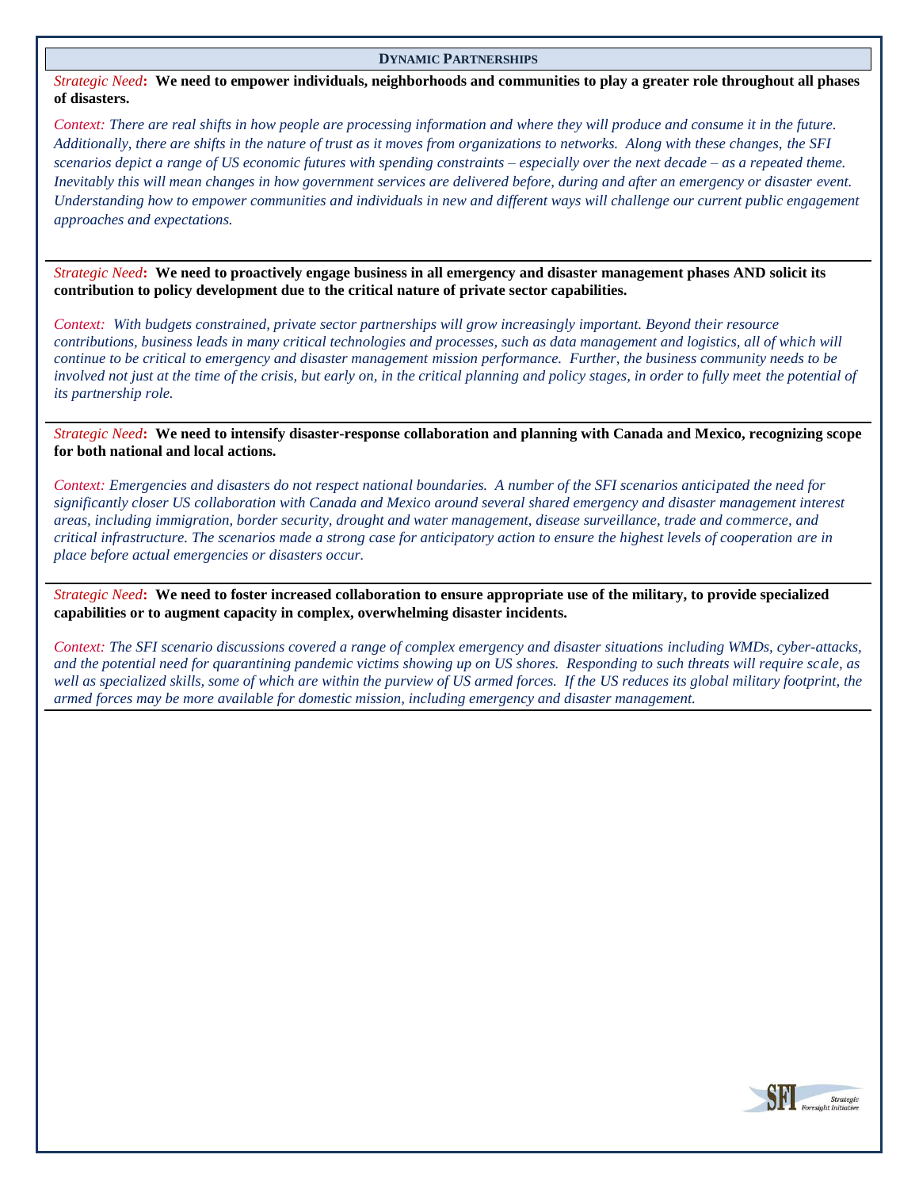## Dynamic Partnerships

*Strategic Need*: **We need to empower individuals, neighborhoods and communities to play a greater role throughout all phases of disasters.**

*Context: There are real shifts in how people are processing information and where they will produce and consume it in the future. Additionally, there are shifts in the nature of trust as it moves from organizations to networks. Along with these changes, the SFI scenarios depict a range of US economic futures with spending constraints – especially over the next decade – as a repeated theme. Inevitably this will mean changes in how government services are delivered before, during and after an emergency or disaster event. Understanding how to empower communities and individuals in new and different ways will challenge our current public engagement approaches and expectations.*

---

*Strategic Need*: **We need to proactively engage business in all emergency and disaster management phases AND solicit its contribution to policy development due to the critical nature of private sector capabilities.**

*Context: With budgets constrained, private sector partnerships will grow increasingly important. Beyond their resource contributions, business leads in many critical technologies and processes, such as data management and logistics, all of which will continue to be critical to emergency and disaster management mission performance. Further, the business community needs to be involved not just at the time of the crisis, but early on, in the critical planning and policy stages, in order to fully meet the potential of its partnership role.*

---

*Strategic Need*: **We need to intensify disaster-response collaboration and planning with Canada and Mexico, recognizing scope for both national and local actions.**

*Context: Emergencies and disasters do not respect national boundaries. A number of the SFI scenarios anticipated the need for significantly closer US collaboration with Canada and Mexico around several shared emergency and disaster management interest areas, including immigration, border security, drought and water management, disease surveillance, trade and commerce, and critical infrastructure. The scenarios made a strong case for anticipatory action to ensure the highest levels of cooperation are in place before actual emergencies or disasters occur.*

---

*Strategic Need*: **We need to foster increased collaboration to ensure appropriate use of the military, to provide specialized capabilities or to augment capacity in complex, overwhelming disaster incidents.**

*Context: The SFI scenario discussions covered a range of complex emergency and disaster situations including WMDs, cyber-attacks, and the potential need for quarantining pandemic victims showing up on US shores. Responding to such threats will require scale, as well as specialized skills, some of which are within the purview of US armed forces. If the US reduces its global military footprint, the armed forces may be more available for domestic mission, including emergency and disaster management.*